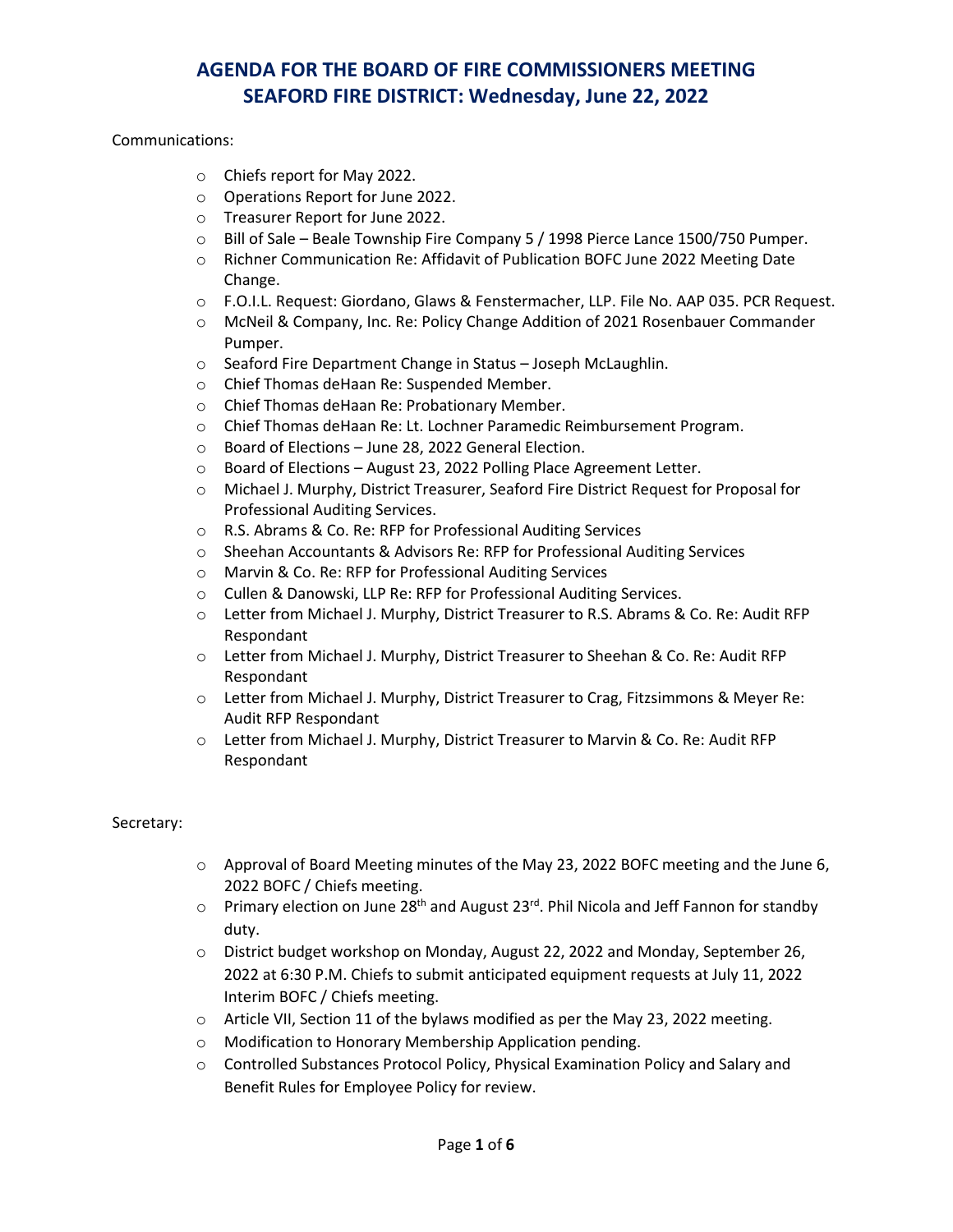# AGENDA FOR THE BOARD OF FIRE COMMISSIONERS MEETING
# SEAFORD FIRE DISTRICT: Wednesday, June 22, 2022

Communications:

- Chiefs report for May 2022.
- Operations Report for June 2022.
- Treasurer Report for June 2022.
- Bill of Sale – Beale Township Fire Company 5 / 1998 Pierce Lance 1500/750 Pumper.
- Richner Communication Re: Affidavit of Publication BOFC June 2022 Meeting Date Change.
- F.O.I.L. Request: Giordano, Glaws & Fenstermacher, LLP. File No. AAP 035. PCR Request.
- McNeil & Company, Inc. Re: Policy Change Addition of 2021 Rosenbauer Commander Pumper.
- Seaford Fire Department Change in Status – Joseph McLaughlin.
- Chief Thomas deHaan Re: Suspended Member.
- Chief Thomas deHaan Re: Probationary Member.
- Chief Thomas deHaan Re: Lt. Lochner Paramedic Reimbursement Program.
- Board of Elections – June 28, 2022 General Election.
- Board of Elections – August 23, 2022 Polling Place Agreement Letter.
- Michael J. Murphy, District Treasurer, Seaford Fire District Request for Proposal for Professional Auditing Services.
- R.S. Abrams & Co. Re: RFP for Professional Auditing Services
- Sheehan Accountants & Advisors Re: RFP for Professional Auditing Services
- Marvin & Co. Re: RFP for Professional Auditing Services
- Cullen & Danowski, LLP Re: RFP for Professional Auditing Services.
- Letter from Michael J. Murphy, District Treasurer to R.S. Abrams & Co. Re: Audit RFP Respondant
- Letter from Michael J. Murphy, District Treasurer to Sheehan & Co. Re: Audit RFP Respondant
- Letter from Michael J. Murphy, District Treasurer to Crag, Fitzsimmons & Meyer Re: Audit RFP Respondant
- Letter from Michael J. Murphy, District Treasurer to Marvin & Co. Re: Audit RFP Respondant

Secretary:

- Approval of Board Meeting minutes of the May 23, 2022 BOFC meeting and the June 6, 2022 BOFC / Chiefs meeting.
- Primary election on June 28th and August 23rd. Phil Nicola and Jeff Fannon for standby duty.
- District budget workshop on Monday, August 22, 2022 and Monday, September 26, 2022 at 6:30 P.M. Chiefs to submit anticipated equipment requests at July 11, 2022 Interim BOFC / Chiefs meeting.
- Article VII, Section 11 of the bylaws modified as per the May 23, 2022 meeting.
- Modification to Honorary Membership Application pending.
- Controlled Substances Protocol Policy, Physical Examination Policy and Salary and Benefit Rules for Employee Policy for review.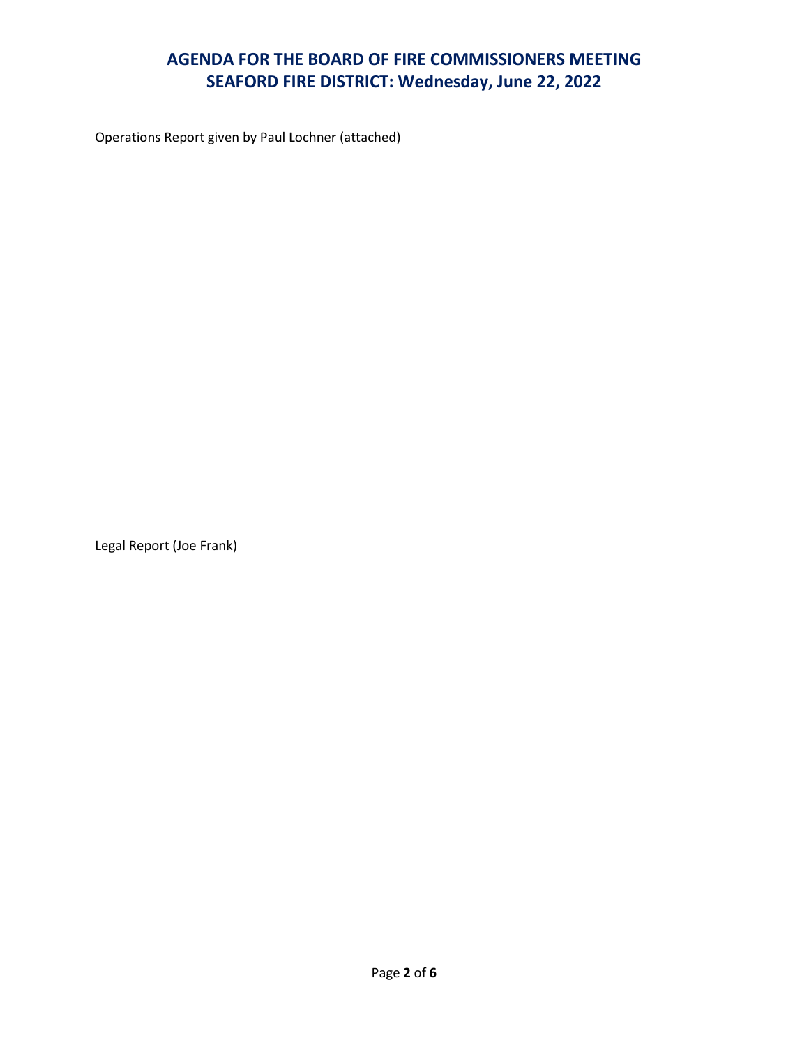# AGENDA FOR THE BOARD OF FIRE COMMISSIONERS MEETING
# SEAFORD FIRE DISTRICT: Wednesday, June 22, 2022

Operations Report given by Paul Lochner (attached)

Legal Report (Joe Frank)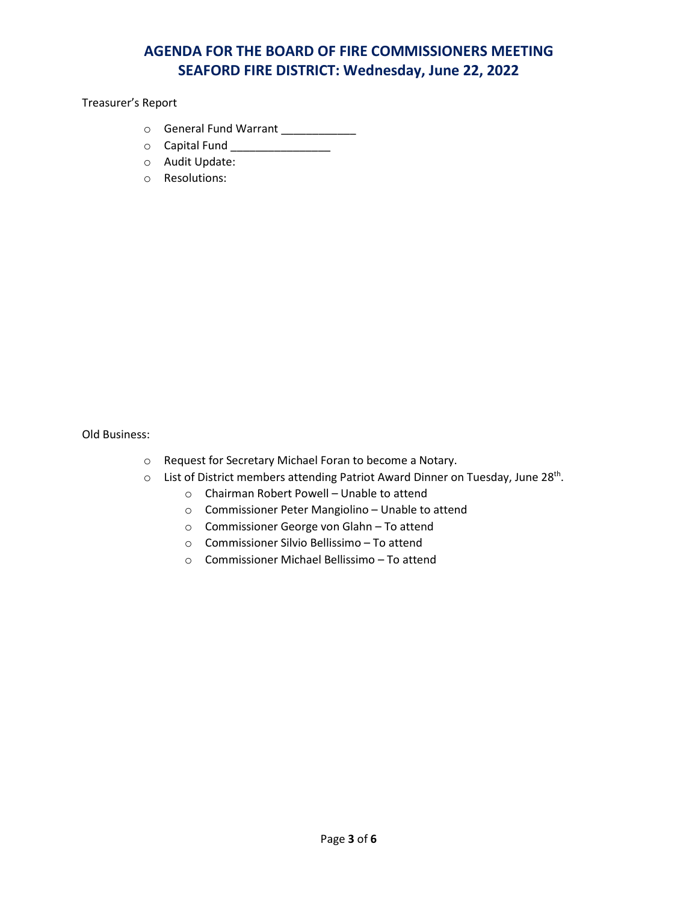# AGENDA FOR THE BOARD OF FIRE COMMISSIONERS MEETING
# SEAFORD FIRE DISTRICT: Wednesday, June 22, 2022

Treasurer's Report

- General Fund Warrant ____________
- Capital Fund ________________
- Audit Update:
- Resolutions:

Old Business:

- Request for Secretary Michael Foran to become a Notary.
- List of District members attending Patriot Award Dinner on Tuesday, June 28th.
  - Chairman Robert Powell – Unable to attend
  - Commissioner Peter Mangiolino – Unable to attend
  - Commissioner George von Glahn – To attend
  - Commissioner Silvio Bellissimo – To attend
  - Commissioner Michael Bellissimo – To attend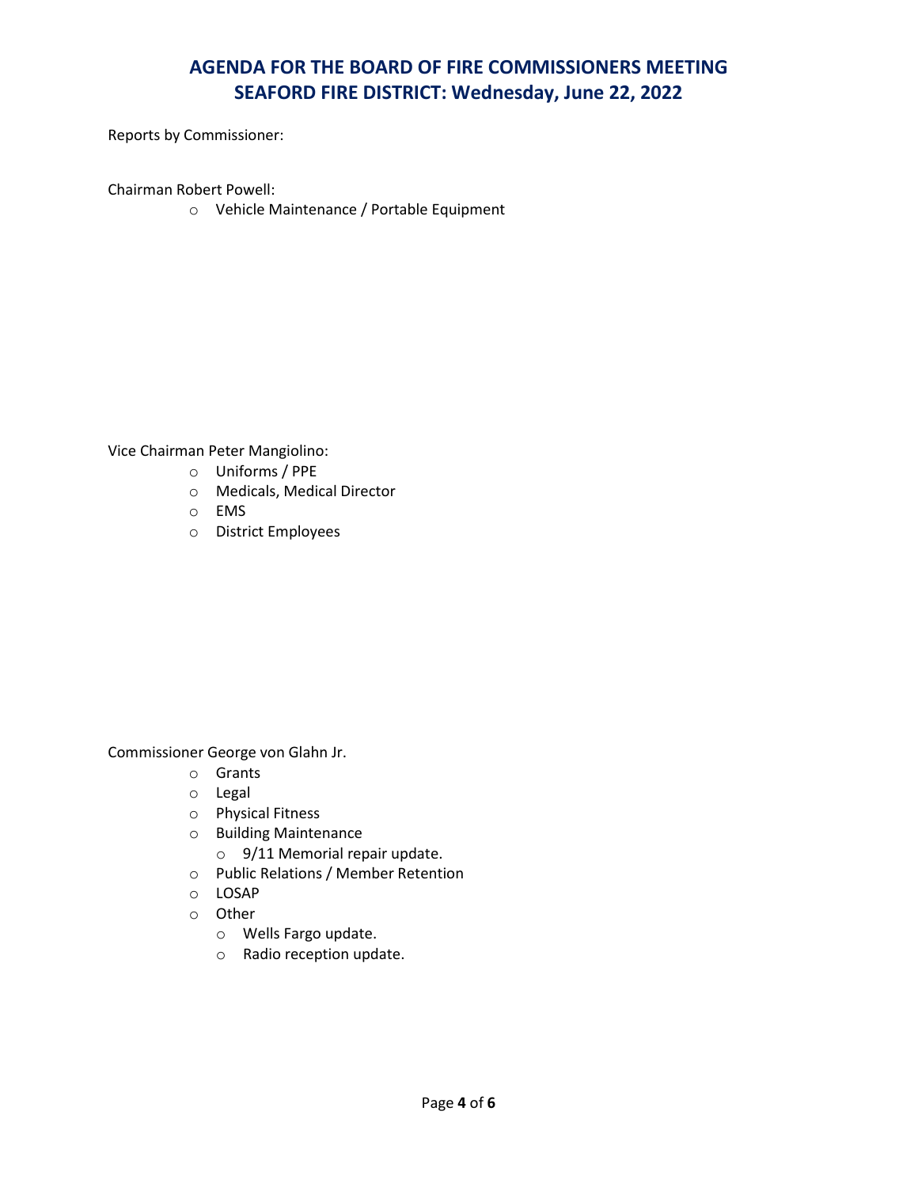# AGENDA FOR THE BOARD OF FIRE COMMISSIONERS MEETING
# SEAFORD FIRE DISTRICT: Wednesday, June 22, 2022

Reports by Commissioner:

Chairman Robert Powell:

- Vehicle Maintenance / Portable Equipment

Vice Chairman Peter Mangiolino:

- Uniforms / PPE
- Medicals, Medical Director
- EMS
- District Employees

Commissioner George von Glahn Jr.

- Grants
- Legal
- Physical Fitness
- Building Maintenance
  - 9/11 Memorial repair update.
- Public Relations / Member Retention
- LOSAP
- Other
  - Wells Fargo update.
  - Radio reception update.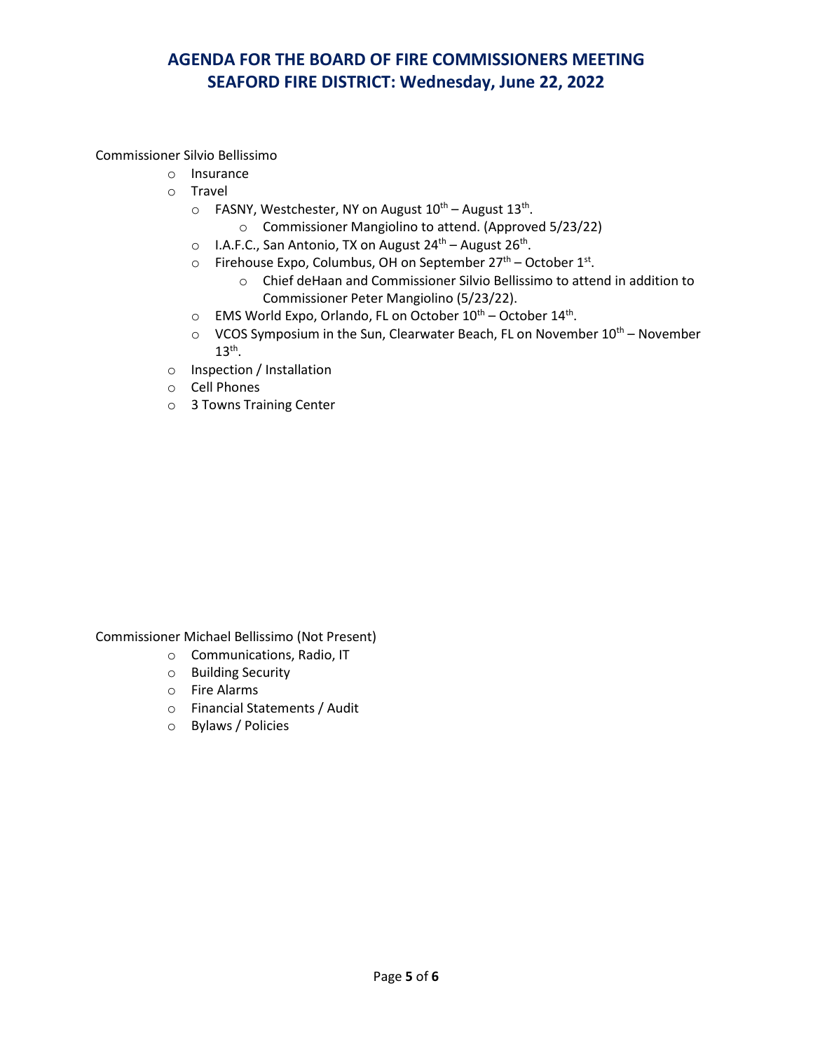# AGENDA FOR THE BOARD OF FIRE COMMISSIONERS MEETING
# SEAFORD FIRE DISTRICT: Wednesday, June 22, 2022

Commissioner Silvio Bellissimo

- Insurance
- Travel
  - FASNY, Westchester, NY on August 10th – August 13th.
    - Commissioner Mangiolino to attend. (Approved 5/23/22)
  - I.A.F.C., San Antonio, TX on August 24th – August 26th.
  - Firehouse Expo, Columbus, OH on September 27th – October 1st.
    - Chief deHaan and Commissioner Silvio Bellissimo to attend in addition to Commissioner Peter Mangiolino (5/23/22).
  - EMS World Expo, Orlando, FL on October 10th – October 14th.
  - VCOS Symposium in the Sun, Clearwater Beach, FL on November 10th – November 13th.
- Inspection / Installation
- Cell Phones
- 3 Towns Training Center

Commissioner Michael Bellissimo (Not Present)

- Communications, Radio, IT
- Building Security
- Fire Alarms
- Financial Statements / Audit
- Bylaws / Policies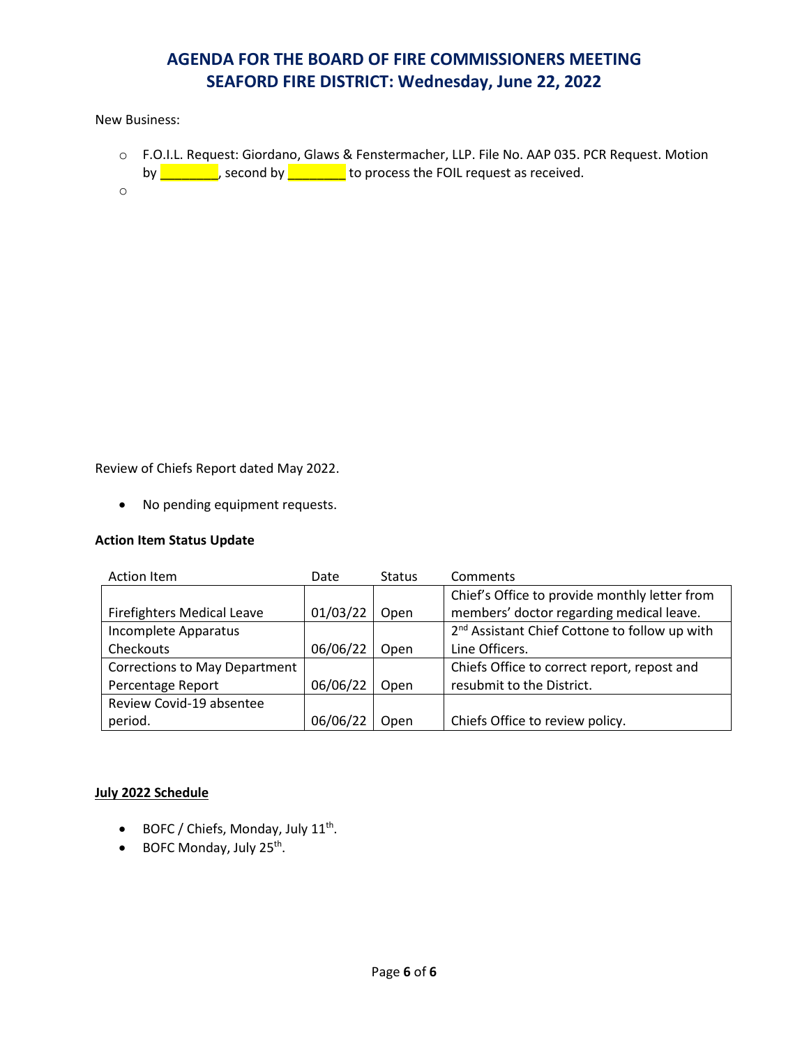# AGENDA FOR THE BOARD OF FIRE COMMISSIONERS MEETING
# SEAFORD FIRE DISTRICT: Wednesday, June 22, 2022

New Business:

- F.O.I.L. Request: Giordano, Glaws & Fenstermacher, LLP. File No. AAP 035. PCR Request. Motion by ________, second by ________ to process the FOIL request as received.
-

Review of Chiefs Report dated May 2022.

- No pending equipment requests.

**Action Item Status Update**

| Action Item | Date | Status | Comments |
|---|---|---|---|
| Firefighters Medical Leave | 01/03/22 | Open | Chief's Office to provide monthly letter from members' doctor regarding medical leave. |
| Incomplete Apparatus Checkouts | 06/06/22 | Open | 2nd Assistant Chief Cottone to follow up with Line Officers. |
| Corrections to May Department Percentage Report | 06/06/22 | Open | Chiefs Office to correct report, repost and resubmit to the District. |
| Review Covid-19 absentee period. | 06/06/22 | Open | Chiefs Office to review policy. |

**July 2022 Schedule**

- BOFC / Chiefs, Monday, July 11th.
- BOFC Monday, July 25th.